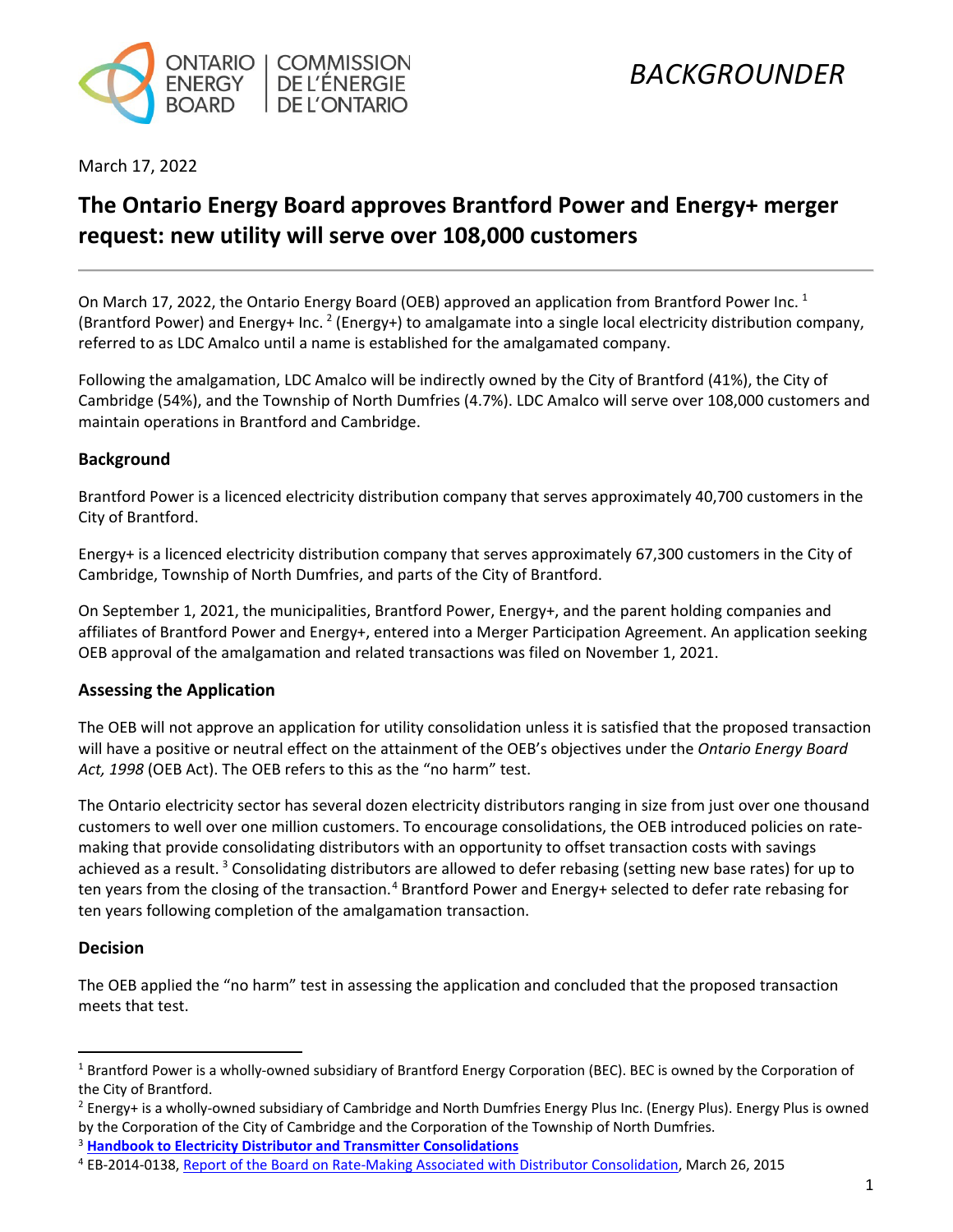ONTARIO ENERGY BOARD | COMMISSION DE L'ÉNERGIE DE L'ONTARIO

*BACKGROUNDER*

March 17, 2022

# The Ontario Energy Board approves Brantford Power and Energy+ merger request: new utility will serve over 108,000 customers

On March 17, 2022, the Ontario Energy Board (OEB) approved an application from Brantford Power Inc. [1] (Brantford Power) and Energy+ Inc. [2] (Energy+) to amalgamate into a single local electricity distribution company, referred to as LDC Amalco until a name is established for the amalgamated company.

Following the amalgamation, LDC Amalco will be indirectly owned by the City of Brantford (41%), the City of Cambridge (54%), and the Township of North Dumfries (4.7%). LDC Amalco will serve over 108,000 customers and maintain operations in Brantford and Cambridge.

## Background

Brantford Power is a licenced electricity distribution company that serves approximately 40,700 customers in the City of Brantford.

Energy+ is a licenced electricity distribution company that serves approximately 67,300 customers in the City of Cambridge, Township of North Dumfries, and parts of the City of Brantford.

On September 1, 2021, the municipalities, Brantford Power, Energy+, and the parent holding companies and affiliates of Brantford Power and Energy+, entered into a Merger Participation Agreement. An application seeking OEB approval of the amalgamation and related transactions was filed on November 1, 2021.

## Assessing the Application

The OEB will not approve an application for utility consolidation unless it is satisfied that the proposed transaction will have a positive or neutral effect on the attainment of the OEB's objectives under the *Ontario Energy Board Act, 1998* (OEB Act). The OEB refers to this as the "no harm" test.

The Ontario electricity sector has several dozen electricity distributors ranging in size from just over one thousand customers to well over one million customers. To encourage consolidations, the OEB introduced policies on rate-making that provide consolidating distributors with an opportunity to offset transaction costs with savings achieved as a result. [3] Consolidating distributors are allowed to defer rebasing (setting new base rates) for up to ten years from the closing of the transaction.[4] Brantford Power and Energy+ selected to defer rate rebasing for ten years following completion of the amalgamation transaction.

## Decision

The OEB applied the "no harm" test in assessing the application and concluded that the proposed transaction meets that test.

---

[1] Brantford Power is a wholly-owned subsidiary of Brantford Energy Corporation (BEC). BEC is owned by the Corporation of the City of Brantford.

[2] Energy+ is a wholly-owned subsidiary of Cambridge and North Dumfries Energy Plus Inc. (Energy Plus). Energy Plus is owned by the Corporation of the City of Cambridge and the Corporation of the Township of North Dumfries.

[3] **Handbook to Electricity Distributor and Transmitter Consolidations**

[4] EB-2014-0138, Report of the Board on Rate-Making Associated with Distributor Consolidation, March 26, 2015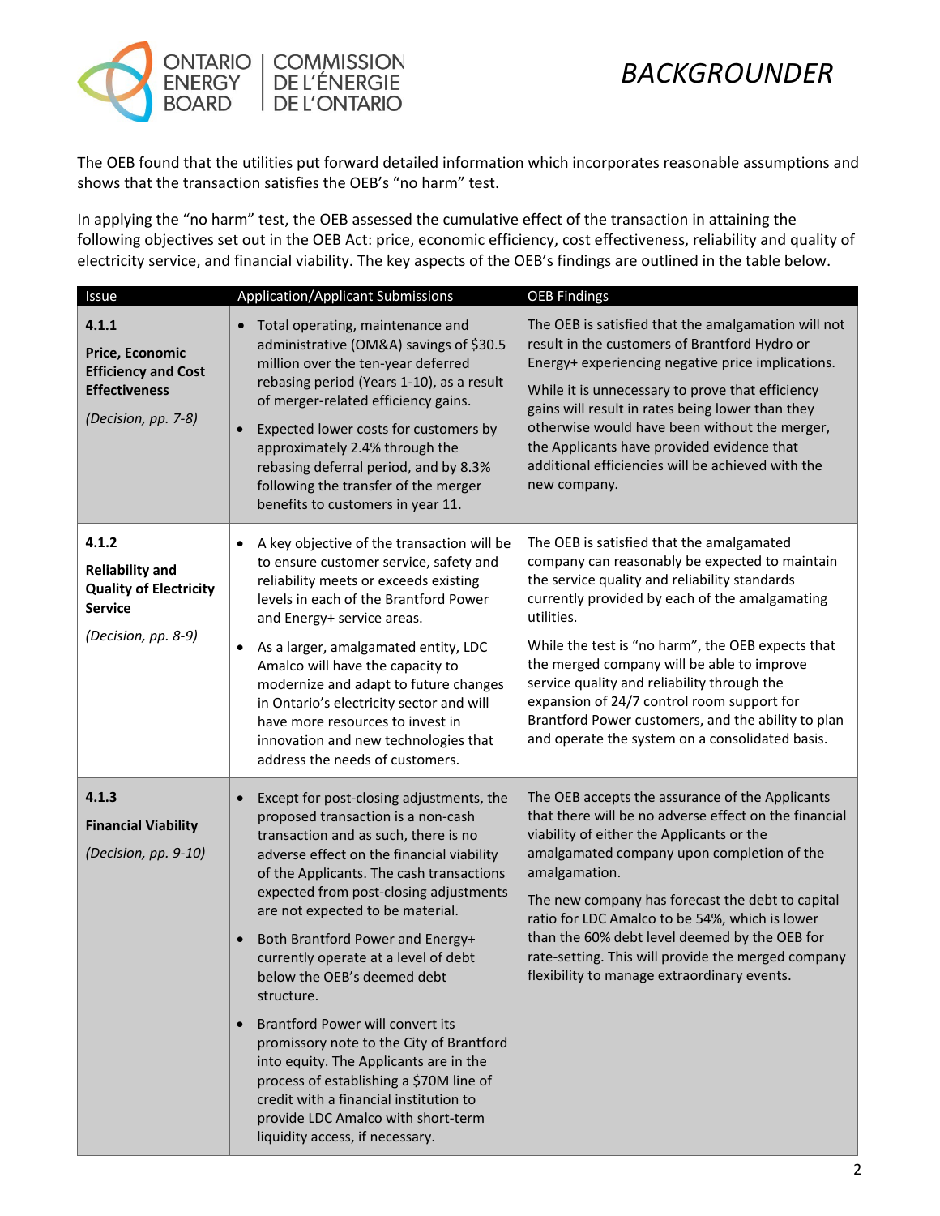The OEB found that the utilities put forward detailed information which incorporates reasonable assumptions and shows that the transaction satisfies the OEB's "no harm" test.

In applying the "no harm" test, the OEB assessed the cumulative effect of the transaction in attaining the following objectives set out in the OEB Act: price, economic efficiency, cost effectiveness, reliability and quality of electricity service, and financial viability. The key aspects of the OEB's findings are outlined in the table below.

| Issue | Application/Applicant Submissions | OEB Findings |
|---|---|---|
| **4.1.1**<br>**Price, Economic Efficiency and Cost Effectiveness**<br>*(Decision, pp. 7-8)* | • Total operating, maintenance and administrative (OM&A) savings of $30.5 million over the ten-year deferred rebasing period (Years 1-10), as a result of merger-related efficiency gains.<br>• Expected lower costs for customers by approximately 2.4% through the rebasing deferral period, and by 8.3% following the transfer of the merger benefits to customers in year 11. | The OEB is satisfied that the amalgamation will not result in the customers of Brantford Hydro or Energy+ experiencing negative price implications.<br>While it is unnecessary to prove that efficiency gains will result in rates being lower than they otherwise would have been without the merger, the Applicants have provided evidence that additional efficiencies will be achieved with the new company. |
| **4.1.2**<br>**Reliability and Quality of Electricity Service**<br>*(Decision, pp. 8-9)* | • A key objective of the transaction will be to ensure customer service, safety and reliability meets or exceeds existing levels in each of the Brantford Power and Energy+ service areas.<br>• As a larger, amalgamated entity, LDC Amalco will have the capacity to modernize and adapt to future changes in Ontario's electricity sector and will have more resources to invest in innovation and new technologies that address the needs of customers. | The OEB is satisfied that the amalgamated company can reasonably be expected to maintain the service quality and reliability standards currently provided by each of the amalgamating utilities.<br>While the test is "no harm", the OEB expects that the merged company will be able to improve service quality and reliability through the expansion of 24/7 control room support for Brantford Power customers, and the ability to plan and operate the system on a consolidated basis. |
| **4.1.3**<br>**Financial Viability**<br>*(Decision, pp. 9-10)* | • Except for post-closing adjustments, the proposed transaction is a non-cash transaction and as such, there is no adverse effect on the financial viability of the Applicants. The cash transactions expected from post-closing adjustments are not expected to be material.<br>• Both Brantford Power and Energy+ currently operate at a level of debt below the OEB's deemed debt structure.<br>• Brantford Power will convert its promissory note to the City of Brantford into equity. The Applicants are in the process of establishing a $70M line of credit with a financial institution to provide LDC Amalco with short-term liquidity access, if necessary. | The OEB accepts the assurance of the Applicants that there will be no adverse effect on the financial viability of either the Applicants or the amalgamated company upon completion of the amalgamation.<br>The new company has forecast the debt to capital ratio for LDC Amalco to be 54%, which is lower than the 60% debt level deemed by the OEB for rate-setting. This will provide the merged company flexibility to manage extraordinary events. |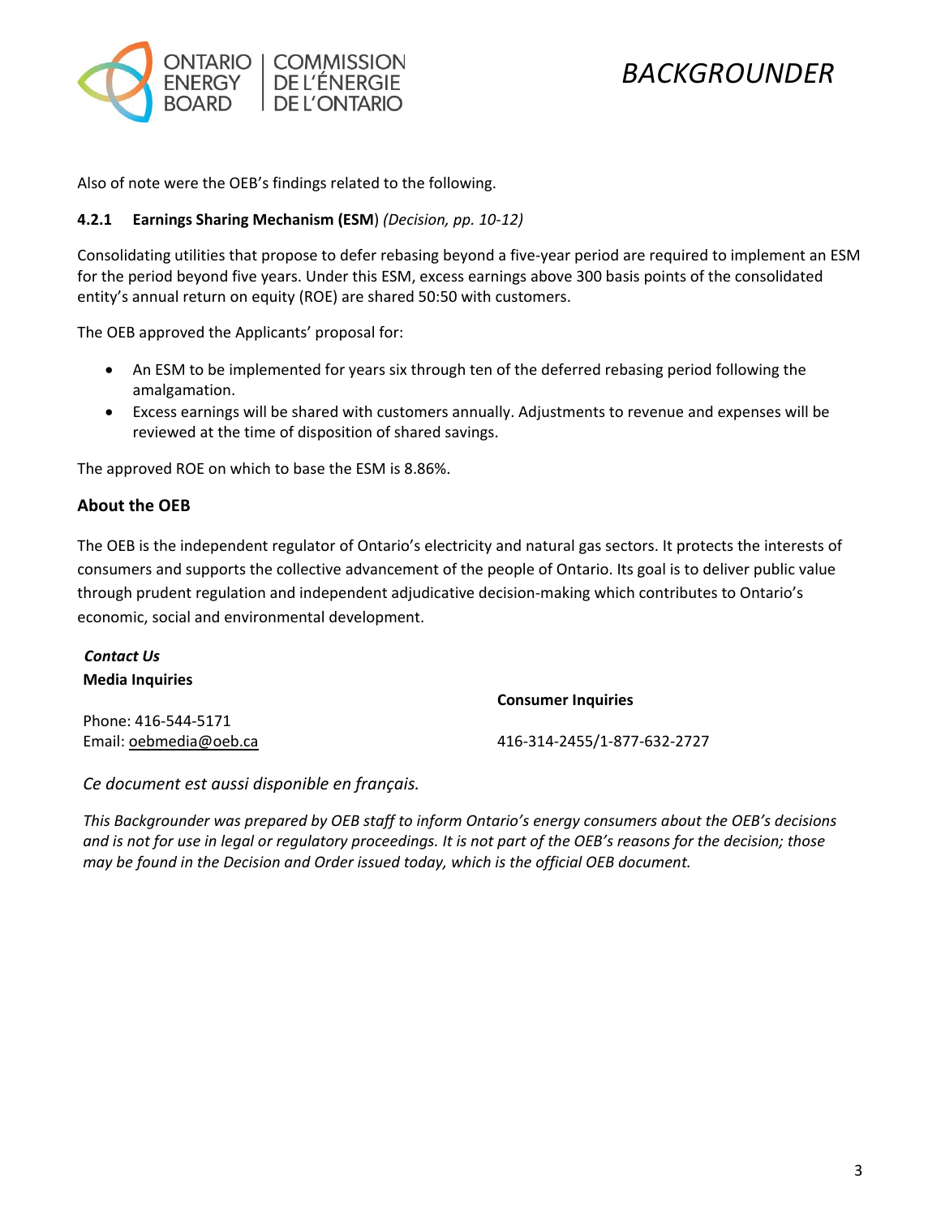Also of note were the OEB's findings related to the following.

#### 4.2.1 Earnings Sharing Mechanism (ESM) *(Decision, pp. 10-12)*

Consolidating utilities that propose to defer rebasing beyond a five-year period are required to implement an ESM for the period beyond five years. Under this ESM, excess earnings above 300 basis points of the consolidated entity's annual return on equity (ROE) are shared 50:50 with customers.

The OEB approved the Applicants' proposal for:

- An ESM to be implemented for years six through ten of the deferred rebasing period following the amalgamation.
- Excess earnings will be shared with customers annually. Adjustments to revenue and expenses will be reviewed at the time of disposition of shared savings.

The approved ROE on which to base the ESM is 8.86%.

### About the OEB

The OEB is the independent regulator of Ontario's electricity and natural gas sectors. It protects the interests of consumers and supports the collective advancement of the people of Ontario. Its goal is to deliver public value through prudent regulation and independent adjudicative decision-making which contributes to Ontario's economic, social and environmental development.

***Contact Us***

**Media Inquiries**

Phone: 416-544-5171
Email: oebmedia@oeb.ca

**Consumer Inquiries**

416-314-2455/1-877-632-2727

*Ce document est aussi disponible en français.*

*This Backgrounder was prepared by OEB staff to inform Ontario's energy consumers about the OEB's decisions and is not for use in legal or regulatory proceedings. It is not part of the OEB's reasons for the decision; those may be found in the Decision and Order issued today, which is the official OEB document.*